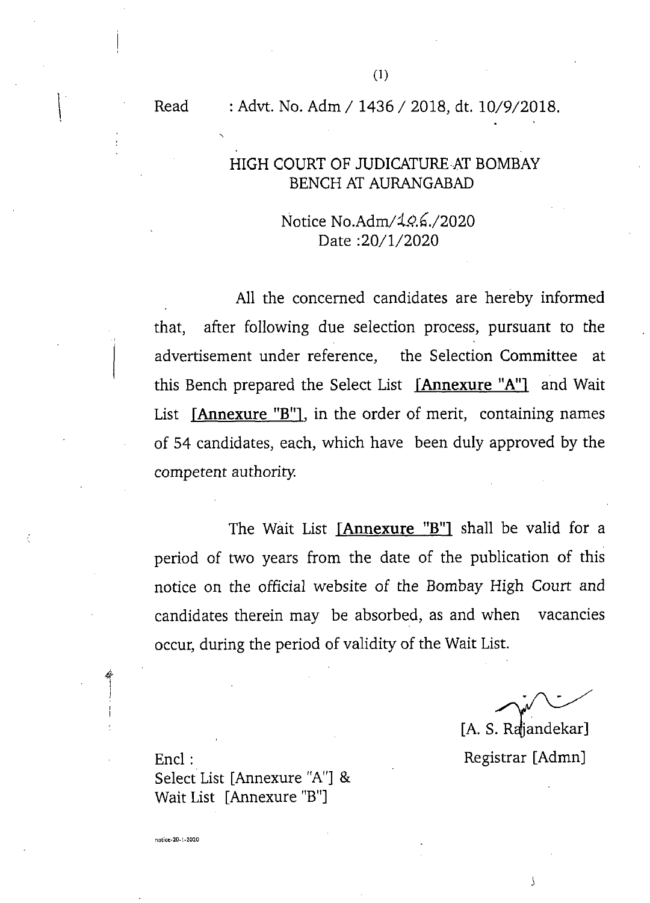Read : Advt. No. Adm / 1436 / 2018, dt. 10/9/2018.

HIGH COURT OF JUDICATURE AT BOMBAY
BENCH AT AURANGABAD

Notice No.Adm/106./2020
Date :20/1/2020

All the concerned candidates are hereby informed that, after following due selection process, pursuant to the advertisement under reference, the Selection Committee at this Bench prepared the Select List **[Annexure "A"]** and Wait List **[Annexure "B"]**, in the order of merit, containing names of 54 candidates, each, which have been duly approved by the competent authority.

The Wait List **[Annexure "B"]** shall be valid for a period of two years from the date of the publication of this notice on the official website of the Bombay High Court and candidates therein may be absorbed, as and when vacancies occur, during the period of validity of the Wait List.

[A. S. Rajandekar]
Registrar [Admn]

Encl :
Select List [Annexure "A"] &
Wait List [Annexure "B"]

notice-20-1-2020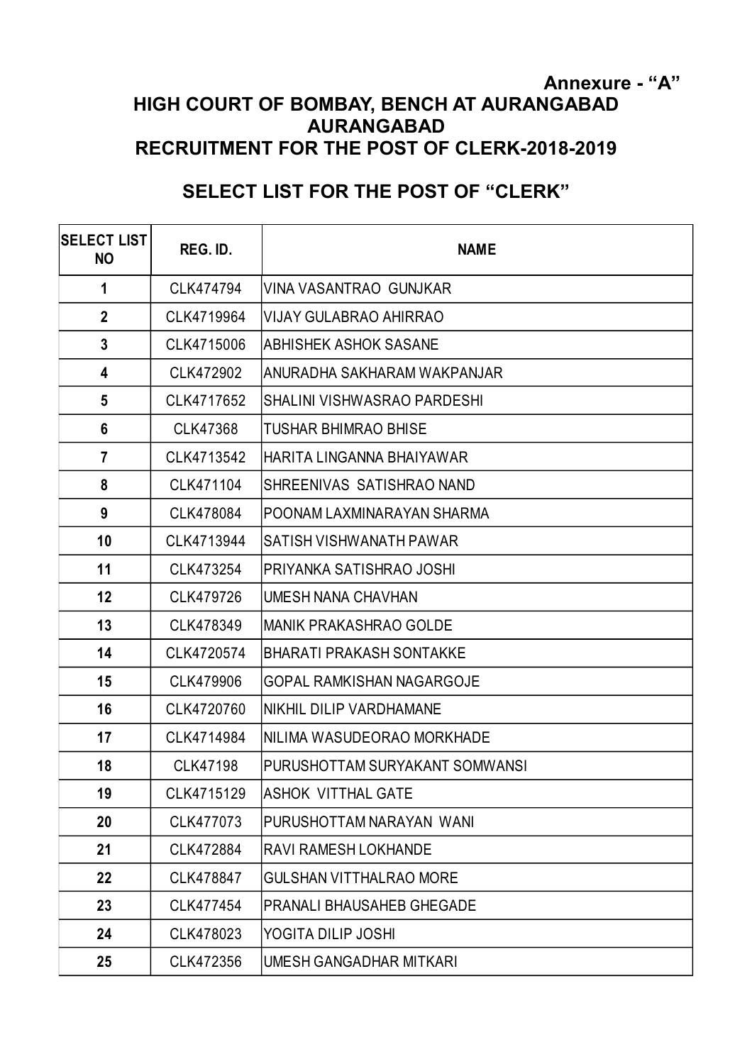**Annexure - "A"**

# HIGH COURT OF BOMBAY, BENCH AT AURANGABAD AURANGABAD

## RECRUITMENT FOR THE POST OF CLERK-2018-2019

## SELECT LIST FOR THE POST OF "CLERK"

| SELECT LIST NO | REG. ID. | NAME |
|---|---|---|
| 1 | CLK474794 | VINA VASANTRAO GUNJKAR |
| 2 | CLK4719964 | VIJAY GULABRAO AHIRRAO |
| 3 | CLK4715006 | ABHISHEK ASHOK SASANE |
| 4 | CLK472902 | ANURADHA SAKHARAM WAKPANJAR |
| 5 | CLK4717652 | SHALINI VISHWASRAO PARDESHI |
| 6 | CLK47368 | TUSHAR BHIMRAO BHISE |
| 7 | CLK4713542 | HARITA LINGANNA BHAIYAWAR |
| 8 | CLK471104 | SHREENIVAS SATISHRAO NAND |
| 9 | CLK478084 | POONAM LAXMINARAYAN SHARMA |
| 10 | CLK4713944 | SATISH VISHWANATH PAWAR |
| 11 | CLK473254 | PRIYANKA SATISHRAO JOSHI |
| 12 | CLK479726 | UMESH NANA CHAVHAN |
| 13 | CLK478349 | MANIK PRAKASHRAO GOLDE |
| 14 | CLK4720574 | BHARATI PRAKASH SONTAKKE |
| 15 | CLK479906 | GOPAL RAMKISHAN NAGARGOJE |
| 16 | CLK4720760 | NIKHIL DILIP VARDHAMANE |
| 17 | CLK4714984 | NILIMA WASUDEORAO MORKHADE |
| 18 | CLK47198 | PURUSHOTTAM SURYAKANT SOMWANSI |
| 19 | CLK4715129 | ASHOK VITTHAL GATE |
| 20 | CLK477073 | PURUSHOTTAM NARAYAN WANI |
| 21 | CLK472884 | RAVI RAMESH LOKHANDE |
| 22 | CLK478847 | GULSHAN VITTHALRAO MORE |
| 23 | CLK477454 | PRANALI BHAUSAHEB GHEGADE |
| 24 | CLK478023 | YOGITA DILIP JOSHI |
| 25 | CLK472356 | UMESH GANGADHAR MITKARI |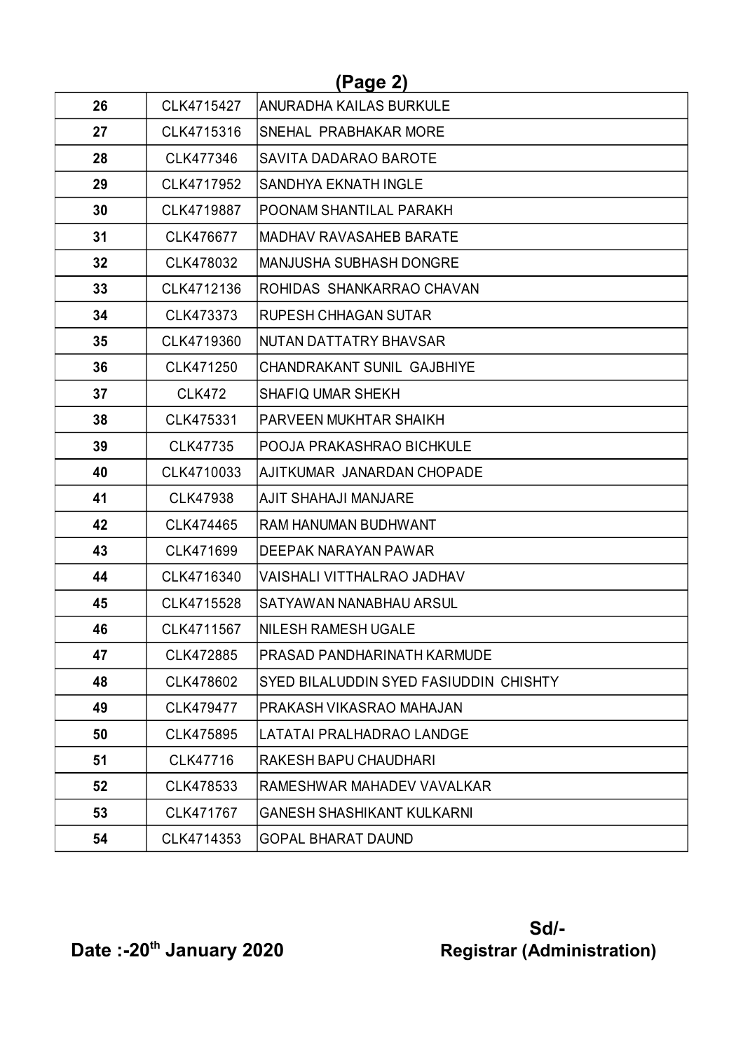**(Page 2)**

| | | |
|---|---|---|
| 26 | CLK4715427 | ANURADHA KAILAS BURKULE |
| 27 | CLK4715316 | SNEHAL PRABHAKAR MORE |
| 28 | CLK477346 | SAVITA DADARAO BAROTE |
| 29 | CLK4717952 | SANDHYA EKNATH INGLE |
| 30 | CLK4719887 | POONAM SHANTILAL PARAKH |
| 31 | CLK476677 | MADHAV RAVASAHEB BARATE |
| 32 | CLK478032 | MANJUSHA SUBHASH DONGRE |
| 33 | CLK4712136 | ROHIDAS SHANKARRAO CHAVAN |
| 34 | CLK473373 | RUPESH CHHAGAN SUTAR |
| 35 | CLK4719360 | NUTAN DATTATRY BHAVSAR |
| 36 | CLK471250 | CHANDRAKANT SUNIL GAJBHIYE |
| 37 | CLK472 | SHAFIQ UMAR SHEKH |
| 38 | CLK475331 | PARVEEN MUKHTAR SHAIKH |
| 39 | CLK47735 | POOJA PRAKASHRAO BICHKULE |
| 40 | CLK4710033 | AJITKUMAR JANARDAN CHOPADE |
| 41 | CLK47938 | AJIT SHAHAJI MANJARE |
| 42 | CLK474465 | RAM HANUMAN BUDHWANT |
| 43 | CLK471699 | DEEPAK NARAYAN PAWAR |
| 44 | CLK4716340 | VAISHALI VITTHALRAO JADHAV |
| 45 | CLK4715528 | SATYAWAN NANABHAU ARSUL |
| 46 | CLK4711567 | NILESH RAMESH UGALE |
| 47 | CLK472885 | PRASAD PANDHARINATH KARMUDE |
| 48 | CLK478602 | SYED BILALUDDIN SYED FASIUDDIN CHISHTY |
| 49 | CLK479477 | PRAKASH VIKASRAO MAHAJAN |
| 50 | CLK475895 | LATATAI PRALHADRAO LANDGE |
| 51 | CLK47716 | RAKESH BAPU CHAUDHARI |
| 52 | CLK478533 | RAMESHWAR MAHADEV VAVALKAR |
| 53 | CLK471767 | GANESH SHASHIKANT KULKARNI |
| 54 | CLK4714353 | GOPAL BHARAT DAUND |

**Sd/-**

**Date :-20th January 2020** **Registrar (Administration)**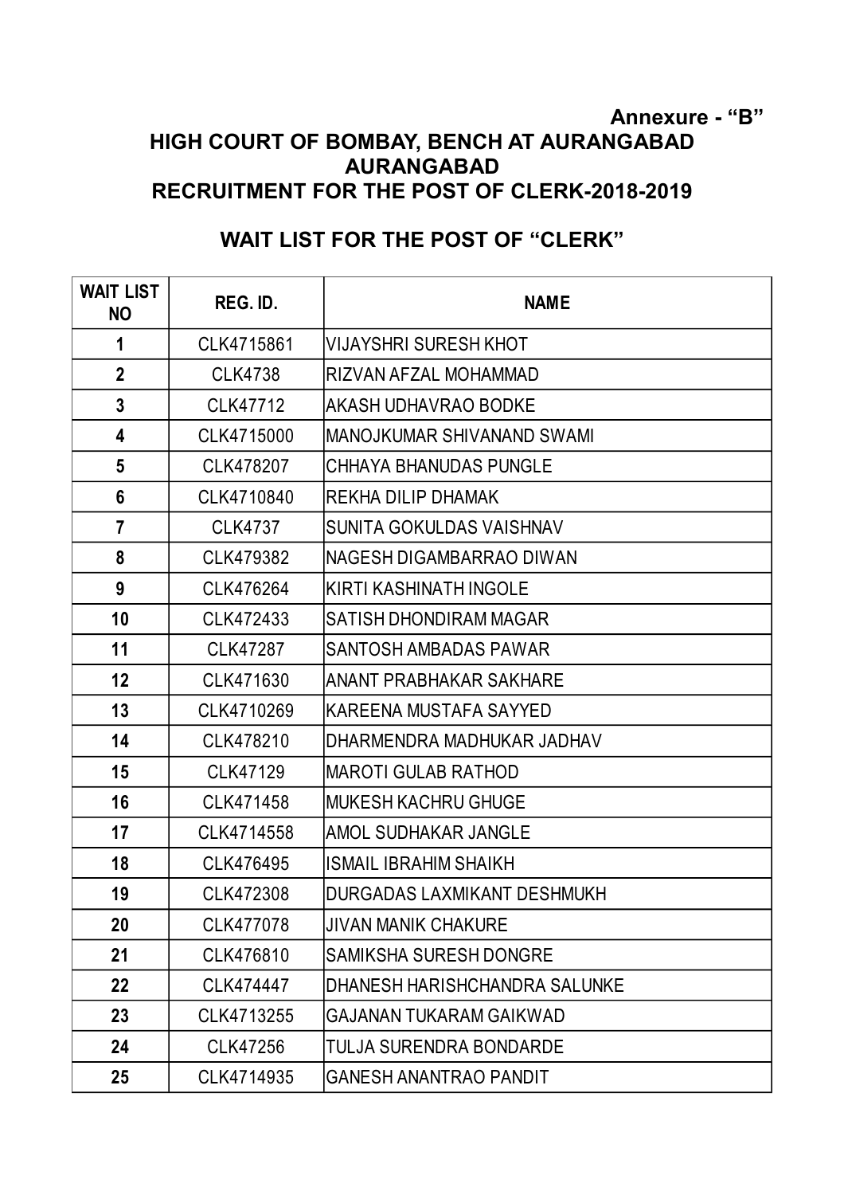**Annexure - “B”**

# HIGH COURT OF BOMBAY, BENCH AT AURANGABAD
# AURANGABAD
# RECRUITMENT FOR THE POST OF CLERK-2018-2019

## WAIT LIST FOR THE POST OF “CLERK”

| WAIT LIST NO | REG. ID. | NAME |
|---|---|---|
| 1 | CLK4715861 | VIJAYSHRI SURESH KHOT |
| 2 | CLK4738 | RIZVAN AFZAL MOHAMMAD |
| 3 | CLK47712 | AKASH UDHAVRAO BODKE |
| 4 | CLK4715000 | MANOJKUMAR SHIVANAND SWAMI |
| 5 | CLK478207 | CHHAYA BHANUDAS PUNGLE |
| 6 | CLK4710840 | REKHA DILIP DHAMAK |
| 7 | CLK4737 | SUNITA GOKULDAS VAISHNAV |
| 8 | CLK479382 | NAGESH DIGAMBARRAO DIWAN |
| 9 | CLK476264 | KIRTI KASHINATH INGOLE |
| 10 | CLK472433 | SATISH DHONDIRAM MAGAR |
| 11 | CLK47287 | SANTOSH AMBADAS PAWAR |
| 12 | CLK471630 | ANANT PRABHAKAR SAKHARE |
| 13 | CLK4710269 | KAREENA MUSTAFA SAYYED |
| 14 | CLK478210 | DHARMENDRA MADHUKAR JADHAV |
| 15 | CLK47129 | MAROTI GULAB RATHOD |
| 16 | CLK471458 | MUKESH KACHRU GHUGE |
| 17 | CLK4714558 | AMOL SUDHAKAR JANGLE |
| 18 | CLK476495 | ISMAIL IBRAHIM SHAIKH |
| 19 | CLK472308 | DURGADAS LAXMIKANT DESHMUKH |
| 20 | CLK477078 | JIVAN MANIK CHAKURE |
| 21 | CLK476810 | SAMIKSHA SURESH DONGRE |
| 22 | CLK474447 | DHANESH HARISHCHANDRA SALUNKE |
| 23 | CLK4713255 | GAJANAN TUKARAM GAIKWAD |
| 24 | CLK47256 | TULJA SURENDRA BONDARDE |
| 25 | CLK4714935 | GANESH ANANTRAO PANDIT |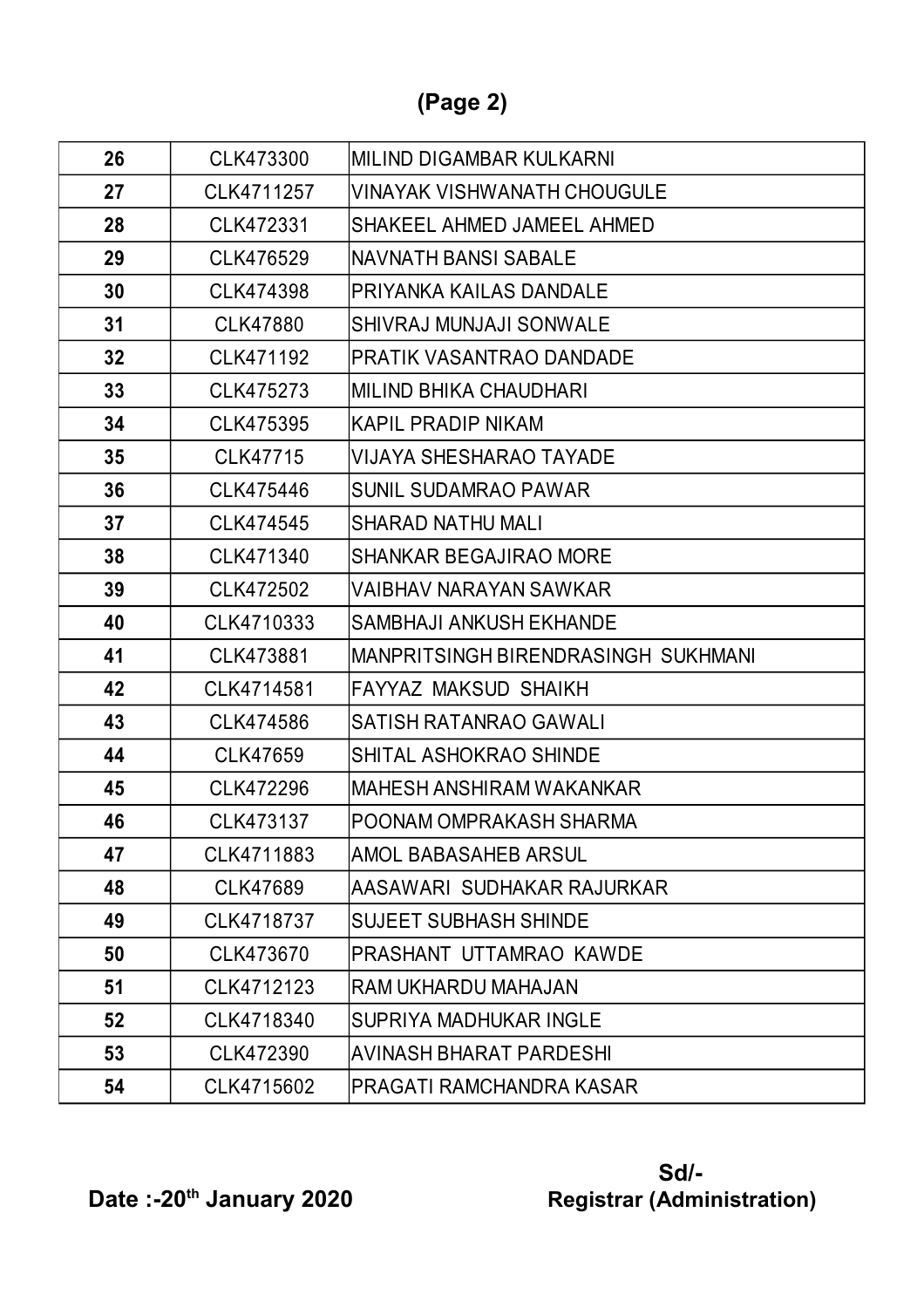(Page 2)

| | | |
|---|---|---|
| 26 | CLK473300 | MILIND DIGAMBAR KULKARNI |
| 27 | CLK4711257 | VINAYAK VISHWANATH CHOUGULE |
| 28 | CLK472331 | SHAKEEL AHMED JAMEEL AHMED |
| 29 | CLK476529 | NAVNATH BANSI SABALE |
| 30 | CLK474398 | PRIYANKA KAILAS DANDALE |
| 31 | CLK47880 | SHIVRAJ MUNJAJI SONWALE |
| 32 | CLK471192 | PRATIK VASANTRAO DANDADE |
| 33 | CLK475273 | MILIND BHIKA CHAUDHARI |
| 34 | CLK475395 | KAPIL PRADIP NIKAM |
| 35 | CLK47715 | VIJAYA SHESHARAO TAYADE |
| 36 | CLK475446 | SUNIL SUDAMRAO PAWAR |
| 37 | CLK474545 | SHARAD NATHU MALI |
| 38 | CLK471340 | SHANKAR BEGAJIRAO MORE |
| 39 | CLK472502 | VAIBHAV NARAYAN SAWKAR |
| 40 | CLK4710333 | SAMBHAJI ANKUSH EKHANDE |
| 41 | CLK473881 | MANPRITSINGH BIRENDRASINGH SUKHMANI |
| 42 | CLK4714581 | FAYYAZ MAKSUD SHAIKH |
| 43 | CLK474586 | SATISH RATANRAO GAWALI |
| 44 | CLK47659 | SHITAL ASHOKRAO SHINDE |
| 45 | CLK472296 | MAHESH ANSHIRAM WAKANKAR |
| 46 | CLK473137 | POONAM OMPRAKASH SHARMA |
| 47 | CLK4711883 | AMOL BABASAHEB ARSUL |
| 48 | CLK47689 | AASAWARI SUDHAKAR RAJURKAR |
| 49 | CLK4718737 | SUJEET SUBHASH SHINDE |
| 50 | CLK473670 | PRASHANT UTTAMRAO KAWDE |
| 51 | CLK4712123 | RAM UKHARDU MAHAJAN |
| 52 | CLK4718340 | SUPRIYA MADHUKAR INGLE |
| 53 | CLK472390 | AVINASH BHARAT PARDESHI |
| 54 | CLK4715602 | PRAGATI RAMCHANDRA KASAR |

**Date :-20th January 2020**

**Sd/-**
**Registrar (Administration)**